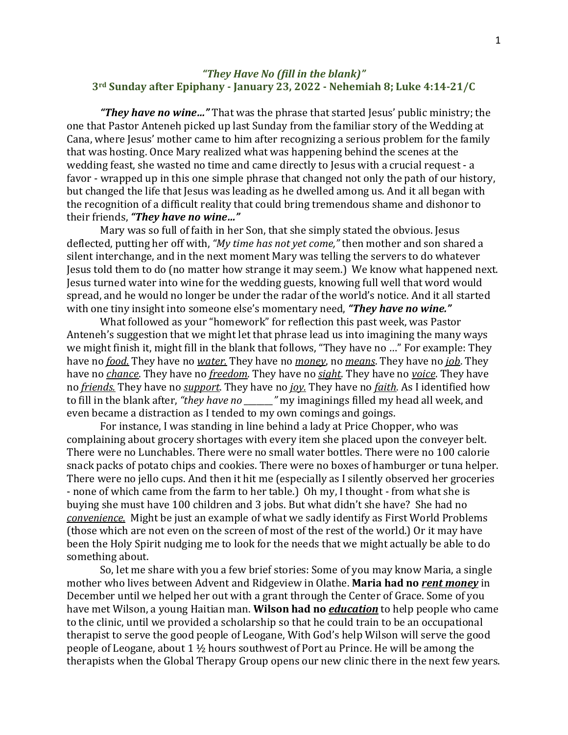# *"They Have No (fill in the blank)"*
## 3rd Sunday after Epiphany - January 23, 2022 - Nehemiah 8; Luke 4:14-21/C

***"They have no wine…"*** That was the phrase that started Jesus' public ministry; the one that Pastor Anteneh picked up last Sunday from the familiar story of the Wedding at Cana, where Jesus' mother came to him after recognizing a serious problem for the family that was hosting. Once Mary realized what was happening behind the scenes at the wedding feast, she wasted no time and came directly to Jesus with a crucial request - a favor - wrapped up in this one simple phrase that changed not only the path of our history, but changed the life that Jesus was leading as he dwelled among us. And it all began with the recognition of a difficult reality that could bring tremendous shame and dishonor to their friends, ***"They have no wine…"***

Mary was so full of faith in her Son, that she simply stated the obvious. Jesus deflected, putting her off with, *"My time has not yet come,"* then mother and son shared a silent interchange, and in the next moment Mary was telling the servers to do whatever Jesus told them to do (no matter how strange it may seem.) We know what happened next. Jesus turned water into wine for the wedding guests, knowing full well that word would spread, and he would no longer be under the radar of the world's notice. And it all started with one tiny insight into someone else's momentary need, ***"They have no wine."***

What followed as your "homework" for reflection this past week, was Pastor Anteneh's suggestion that we might let that phrase lead us into imagining the many ways we might finish it, might fill in the blank that follows, "They have no …" For example: They have no *food.* They have no *water.* They have no *money*, no *means*. They have no *job*. They have no *chance*. They have no *freedom*. They have no *sight*. They have no *voice*. They have no *friends.* They have no *support*. They have no *joy.* They have no *faith*. As I identified how to fill in the blank after, *"they have no \_\_\_\_\_\_\_"* my imaginings filled my head all week, and even became a distraction as I tended to my own comings and goings.

For instance, I was standing in line behind a lady at Price Chopper, who was complaining about grocery shortages with every item she placed upon the conveyer belt. There were no Lunchables. There were no small water bottles. There were no 100 calorie snack packs of potato chips and cookies. There were no boxes of hamburger or tuna helper. There were no jello cups. And then it hit me (especially as I silently observed her groceries - none of which came from the farm to her table.) Oh my, I thought - from what she is buying she must have 100 children and 3 jobs. But what didn't she have? She had no *convenience.* Might be just an example of what we sadly identify as First World Problems (those which are not even on the screen of most of the rest of the world.) Or it may have been the Holy Spirit nudging me to look for the needs that we might actually be able to do something about.

So, let me share with you a few brief stories: Some of you may know Maria, a single mother who lives between Advent and Ridgeview in Olathe. **Maria had no *rent money*** in December until we helped her out with a grant through the Center of Grace. Some of you have met Wilson, a young Haitian man. **Wilson had no *education*** to help people who came to the clinic, until we provided a scholarship so that he could train to be an occupational therapist to serve the good people of Leogane, With God's help Wilson will serve the good people of Leogane, about 1 ½ hours southwest of Port au Prince. He will be among the therapists when the Global Therapy Group opens our new clinic there in the next few years.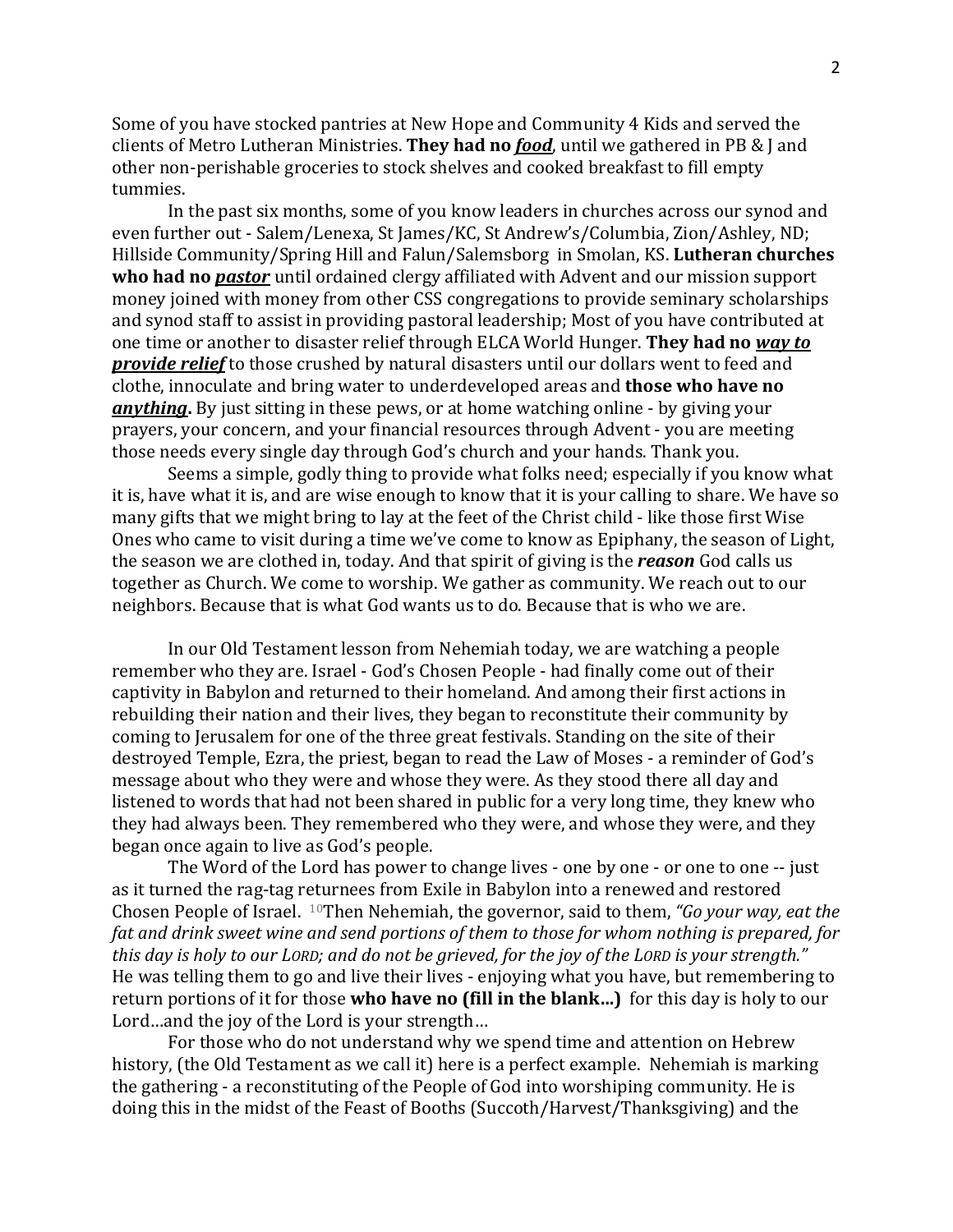Some of you have stocked pantries at New Hope and Community 4 Kids and served the clients of Metro Lutheran Ministries. **They had no _food_**, until we gathered in PB & J and other non-perishable groceries to stock shelves and cooked breakfast to fill empty tummies.

In the past six months, some of you know leaders in churches across our synod and even further out - Salem/Lenexa, St James/KC, St Andrew's/Columbia, Zion/Ashley, ND; Hillside Community/Spring Hill and Falun/Salemsborg in Smolan, KS. **Lutheran churches who had no _pastor_** until ordained clergy affiliated with Advent and our mission support money joined with money from other CSS congregations to provide seminary scholarships and synod staff to assist in providing pastoral leadership; Most of you have contributed at one time or another to disaster relief through ELCA World Hunger. **They had no _way to provide relief_** to those crushed by natural disasters until our dollars went to feed and clothe, innoculate and bring water to underdeveloped areas and **those who have no _anything_.** By just sitting in these pews, or at home watching online - by giving your prayers, your concern, and your financial resources through Advent - you are meeting those needs every single day through God's church and your hands. Thank you.

Seems a simple, godly thing to provide what folks need; especially if you know what it is, have what it is, and are wise enough to know that it is your calling to share. We have so many gifts that we might bring to lay at the feet of the Christ child - like those first Wise Ones who came to visit during a time we've come to know as Epiphany, the season of Light, the season we are clothed in, today. And that spirit of giving is the ***reason*** God calls us together as Church. We come to worship. We gather as community. We reach out to our neighbors. Because that is what God wants us to do. Because that is who we are.

In our Old Testament lesson from Nehemiah today, we are watching a people remember who they are. Israel - God's Chosen People - had finally come out of their captivity in Babylon and returned to their homeland. And among their first actions in rebuilding their nation and their lives, they began to reconstitute their community by coming to Jerusalem for one of the three great festivals. Standing on the site of their destroyed Temple, Ezra, the priest, began to read the Law of Moses - a reminder of God's message about who they were and whose they were. As they stood there all day and listened to words that had not been shared in public for a very long time, they knew who they had always been. They remembered who they were, and whose they were, and they began once again to live as God's people.

The Word of the Lord has power to change lives - one by one - or one to one -- just as it turned the rag-tag returnees from Exile in Babylon into a renewed and restored Chosen People of Israel. [10]Then Nehemiah, the governor, said to them, *"Go your way, eat the fat and drink sweet wine and send portions of them to those for whom nothing is prepared, for this day is holy to our LORD; and do not be grieved, for the joy of the LORD is your strength."* He was telling them to go and live their lives - enjoying what you have, but remembering to return portions of it for those **who have no (fill in the blank…)** for this day is holy to our Lord…and the joy of the Lord is your strength…

For those who do not understand why we spend time and attention on Hebrew history, (the Old Testament as we call it) here is a perfect example. Nehemiah is marking the gathering - a reconstituting of the People of God into worshiping community. He is doing this in the midst of the Feast of Booths (Succoth/Harvest/Thanksgiving) and the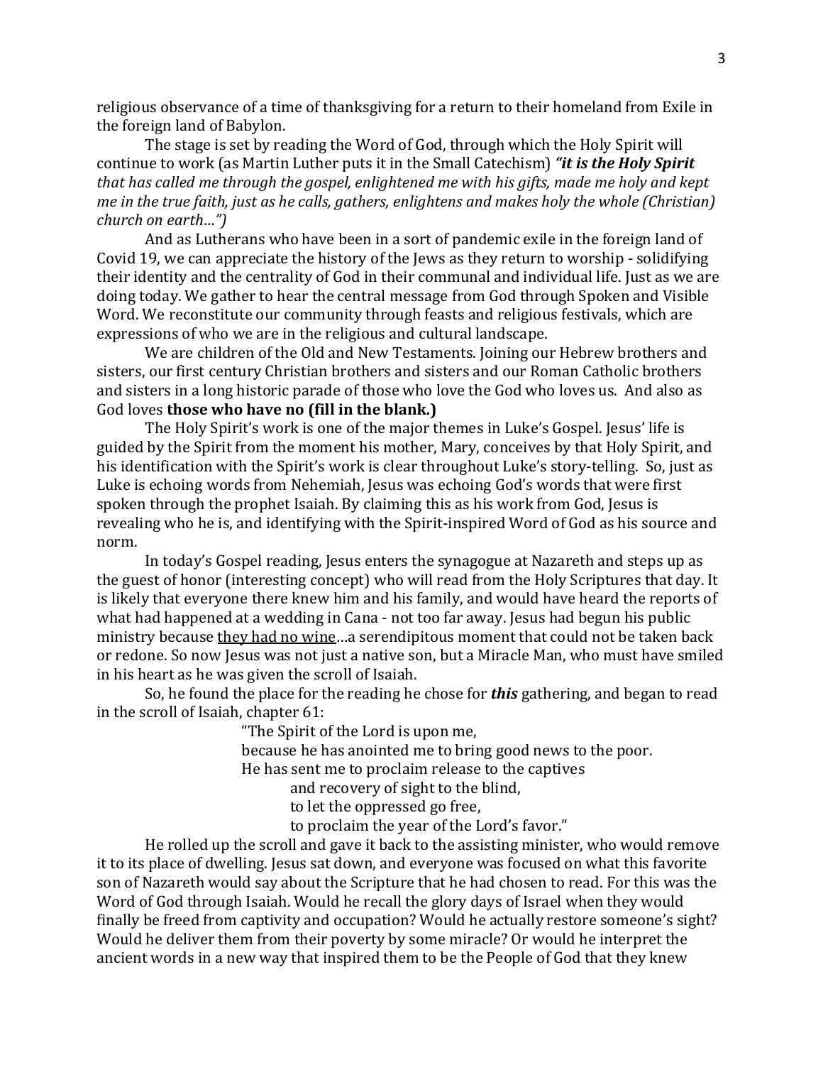religious observance of a time of thanksgiving for a return to their homeland from Exile in the foreign land of Babylon.

The stage is set by reading the Word of God, through which the Holy Spirit will continue to work (as Martin Luther puts it in the Small Catechism) ***"it is the Holy Spirit*** *that has called me through the gospel, enlightened me with his gifts, made me holy and kept me in the true faith, just as he calls, gathers, enlightens and makes holy the whole (Christian) church on earth…")*

And as Lutherans who have been in a sort of pandemic exile in the foreign land of Covid 19, we can appreciate the history of the Jews as they return to worship - solidifying their identity and the centrality of God in their communal and individual life. Just as we are doing today. We gather to hear the central message from God through Spoken and Visible Word. We reconstitute our community through feasts and religious festivals, which are expressions of who we are in the religious and cultural landscape.

We are children of the Old and New Testaments. Joining our Hebrew brothers and sisters, our first century Christian brothers and sisters and our Roman Catholic brothers and sisters in a long historic parade of those who love the God who loves us. And also as God loves **those who have no (fill in the blank.)**

The Holy Spirit's work is one of the major themes in Luke's Gospel. Jesus' life is guided by the Spirit from the moment his mother, Mary, conceives by that Holy Spirit, and his identification with the Spirit's work is clear throughout Luke's story-telling. So, just as Luke is echoing words from Nehemiah, Jesus was echoing God's words that were first spoken through the prophet Isaiah. By claiming this as his work from God, Jesus is revealing who he is, and identifying with the Spirit-inspired Word of God as his source and norm.

In today's Gospel reading, Jesus enters the synagogue at Nazareth and steps up as the guest of honor (interesting concept) who will read from the Holy Scriptures that day. It is likely that everyone there knew him and his family, and would have heard the reports of what had happened at a wedding in Cana - not too far away. Jesus had begun his public ministry because <u>they had no wine</u>…a serendipitous moment that could not be taken back or redone. So now Jesus was not just a native son, but a Miracle Man, who must have smiled in his heart as he was given the scroll of Isaiah.

So, he found the place for the reading he chose for ***this*** gathering, and began to read in the scroll of Isaiah, chapter 61:

> "The Spirit of the Lord is upon me,
> because he has anointed me to bring good news to the poor.
> He has sent me to proclaim release to the captives
>     and recovery of sight to the blind,
>     to let the oppressed go free,
>     to proclaim the year of the Lord's favor."

He rolled up the scroll and gave it back to the assisting minister, who would remove it to its place of dwelling. Jesus sat down, and everyone was focused on what this favorite son of Nazareth would say about the Scripture that he had chosen to read. For this was the Word of God through Isaiah. Would he recall the glory days of Israel when they would finally be freed from captivity and occupation? Would he actually restore someone's sight? Would he deliver them from their poverty by some miracle? Or would he interpret the ancient words in a new way that inspired them to be the People of God that they knew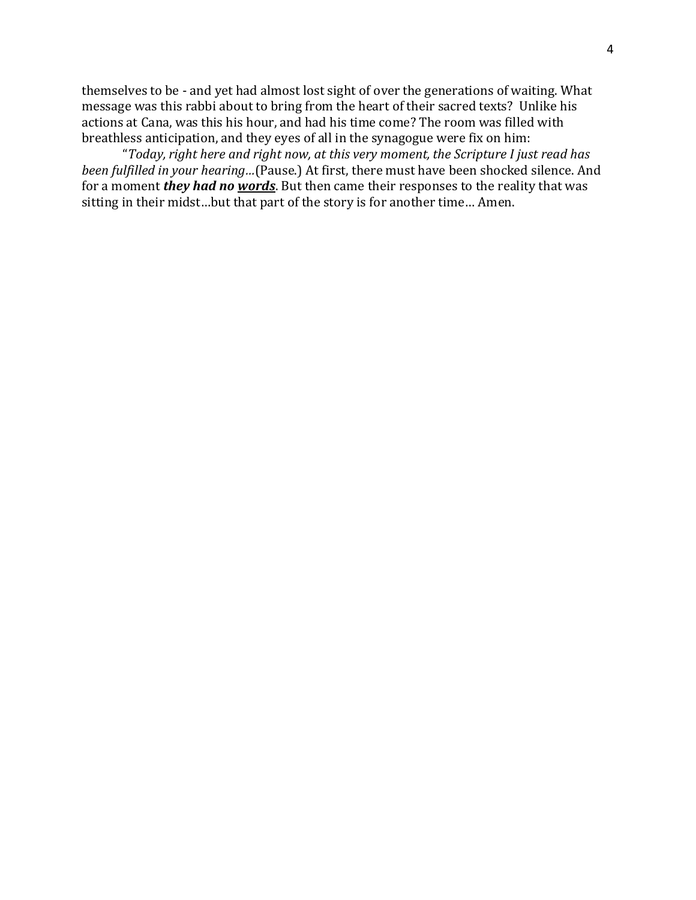themselves to be - and yet had almost lost sight of over the generations of waiting. What message was this rabbi about to bring from the heart of their sacred texts? Unlike his actions at Cana, was this his hour, and had his time come? The room was filled with breathless anticipation, and they eyes of all in the synagogue were fix on him:

"*Today, right here and right now, at this very moment, the Scripture I just read has been fulfilled in your hearing…*(Pause.) At first, there must have been shocked silence. And for a moment ***they had no <u>words</u>***. But then came their responses to the reality that was sitting in their midst…but that part of the story is for another time… Amen.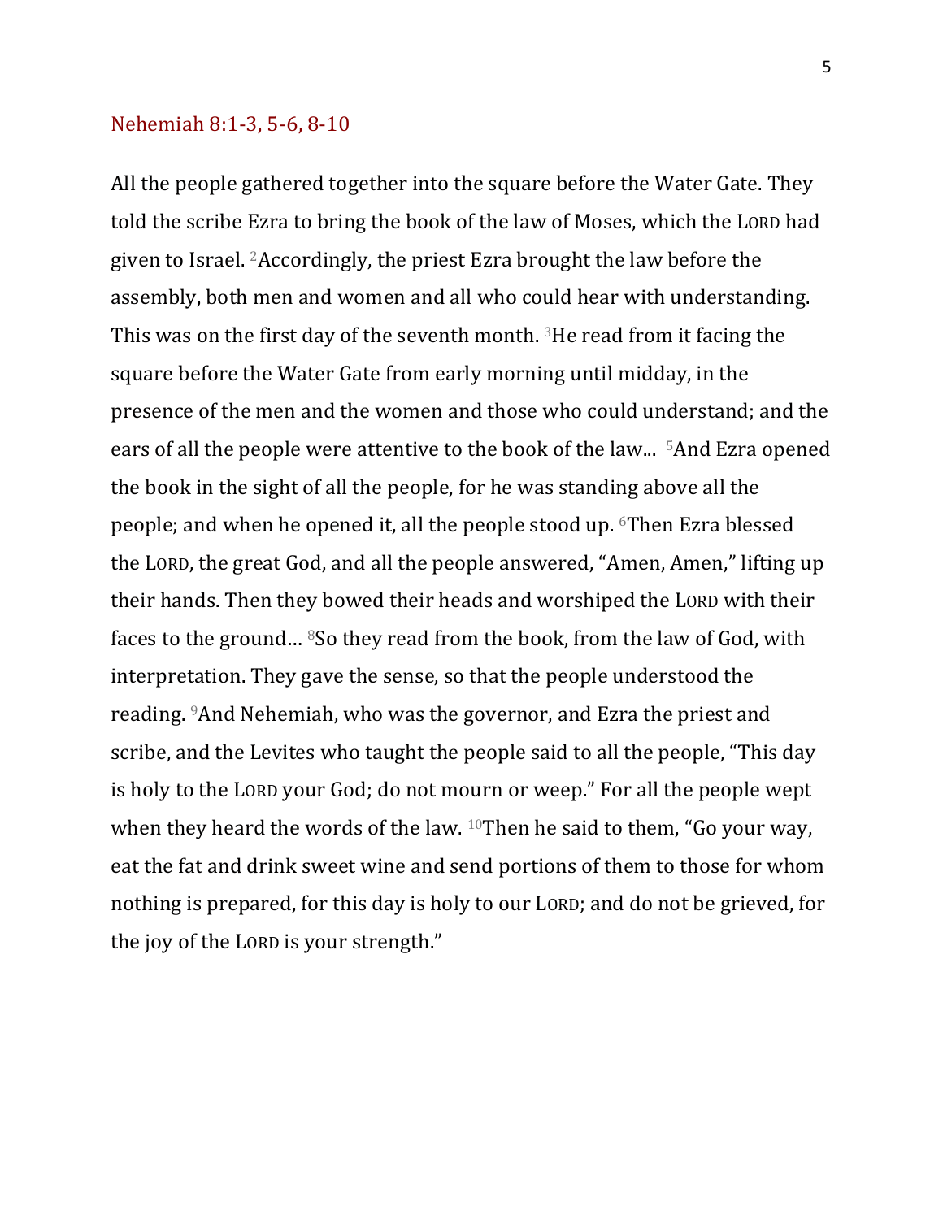## Nehemiah 8:1-3, 5-6, 8-10

All the people gathered together into the square before the Water Gate. They told the scribe Ezra to bring the book of the law of Moses, which the LORD had given to Israel. [2]Accordingly, the priest Ezra brought the law before the assembly, both men and women and all who could hear with understanding. This was on the first day of the seventh month. [3]He read from it facing the square before the Water Gate from early morning until midday, in the presence of the men and the women and those who could understand; and the ears of all the people were attentive to the book of the law... [5]And Ezra opened the book in the sight of all the people, for he was standing above all the people; and when he opened it, all the people stood up. [6]Then Ezra blessed the LORD, the great God, and all the people answered, "Amen, Amen," lifting up their hands. Then they bowed their heads and worshiped the LORD with their faces to the ground… [8]So they read from the book, from the law of God, with interpretation. They gave the sense, so that the people understood the reading. [9]And Nehemiah, who was the governor, and Ezra the priest and scribe, and the Levites who taught the people said to all the people, "This day is holy to the LORD your God; do not mourn or weep." For all the people wept when they heard the words of the law. [10]Then he said to them, "Go your way, eat the fat and drink sweet wine and send portions of them to those for whom nothing is prepared, for this day is holy to our LORD; and do not be grieved, for the joy of the LORD is your strength."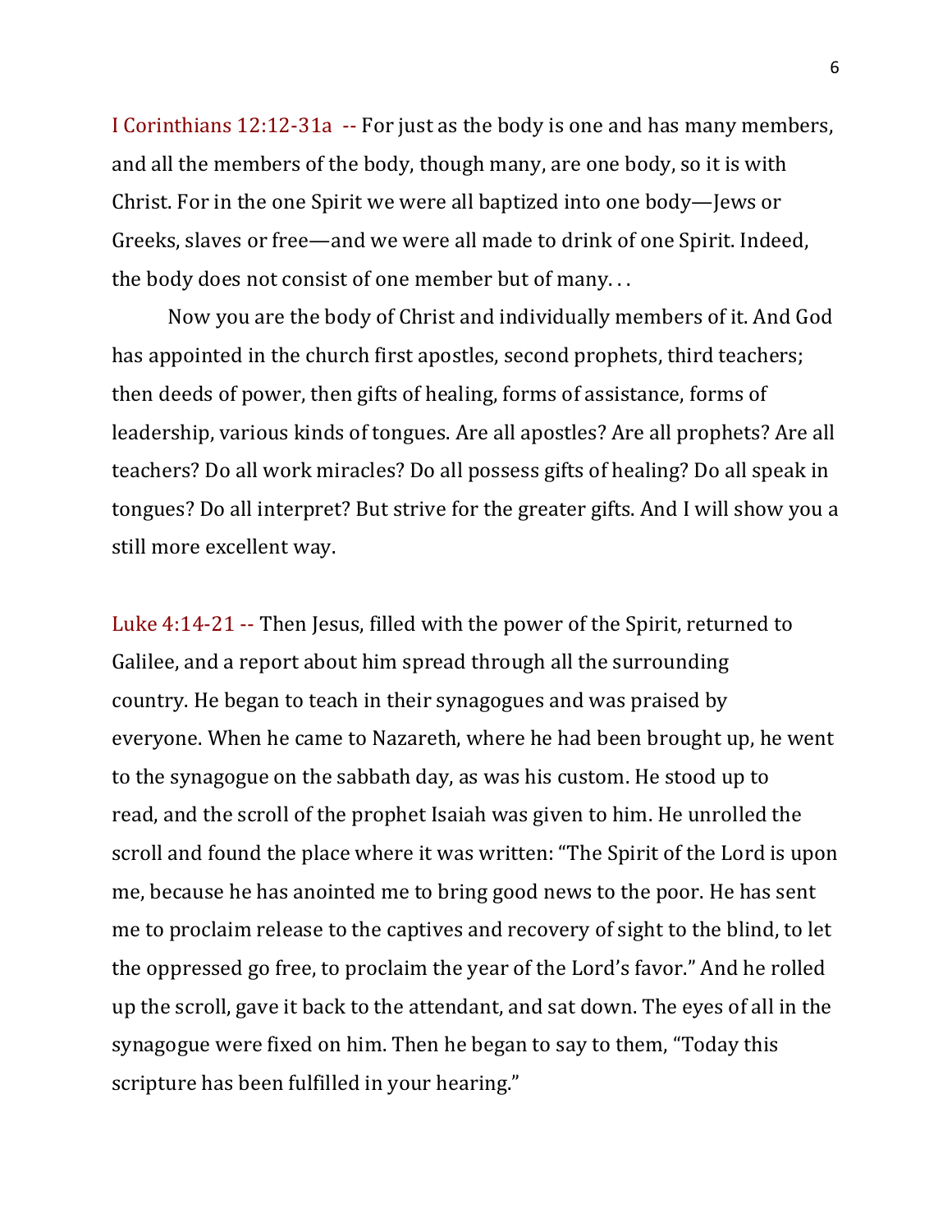I Corinthians 12:12-31a -- For just as the body is one and has many members, and all the members of the body, though many, are one body, so it is with Christ. For in the one Spirit we were all baptized into one body—Jews or Greeks, slaves or free—and we were all made to drink of one Spirit. Indeed, the body does not consist of one member but of many. . .

Now you are the body of Christ and individually members of it. And God has appointed in the church first apostles, second prophets, third teachers; then deeds of power, then gifts of healing, forms of assistance, forms of leadership, various kinds of tongues. Are all apostles? Are all prophets? Are all teachers? Do all work miracles? Do all possess gifts of healing? Do all speak in tongues? Do all interpret? But strive for the greater gifts. And I will show you a still more excellent way.

Luke 4:14-21 -- Then Jesus, filled with the power of the Spirit, returned to Galilee, and a report about him spread through all the surrounding country. He began to teach in their synagogues and was praised by everyone. When he came to Nazareth, where he had been brought up, he went to the synagogue on the sabbath day, as was his custom. He stood up to read, and the scroll of the prophet Isaiah was given to him. He unrolled the scroll and found the place where it was written: "The Spirit of the Lord is upon me, because he has anointed me to bring good news to the poor. He has sent me to proclaim release to the captives and recovery of sight to the blind, to let the oppressed go free, to proclaim the year of the Lord's favor." And he rolled up the scroll, gave it back to the attendant, and sat down. The eyes of all in the synagogue were fixed on him. Then he began to say to them, "Today this scripture has been fulfilled in your hearing."